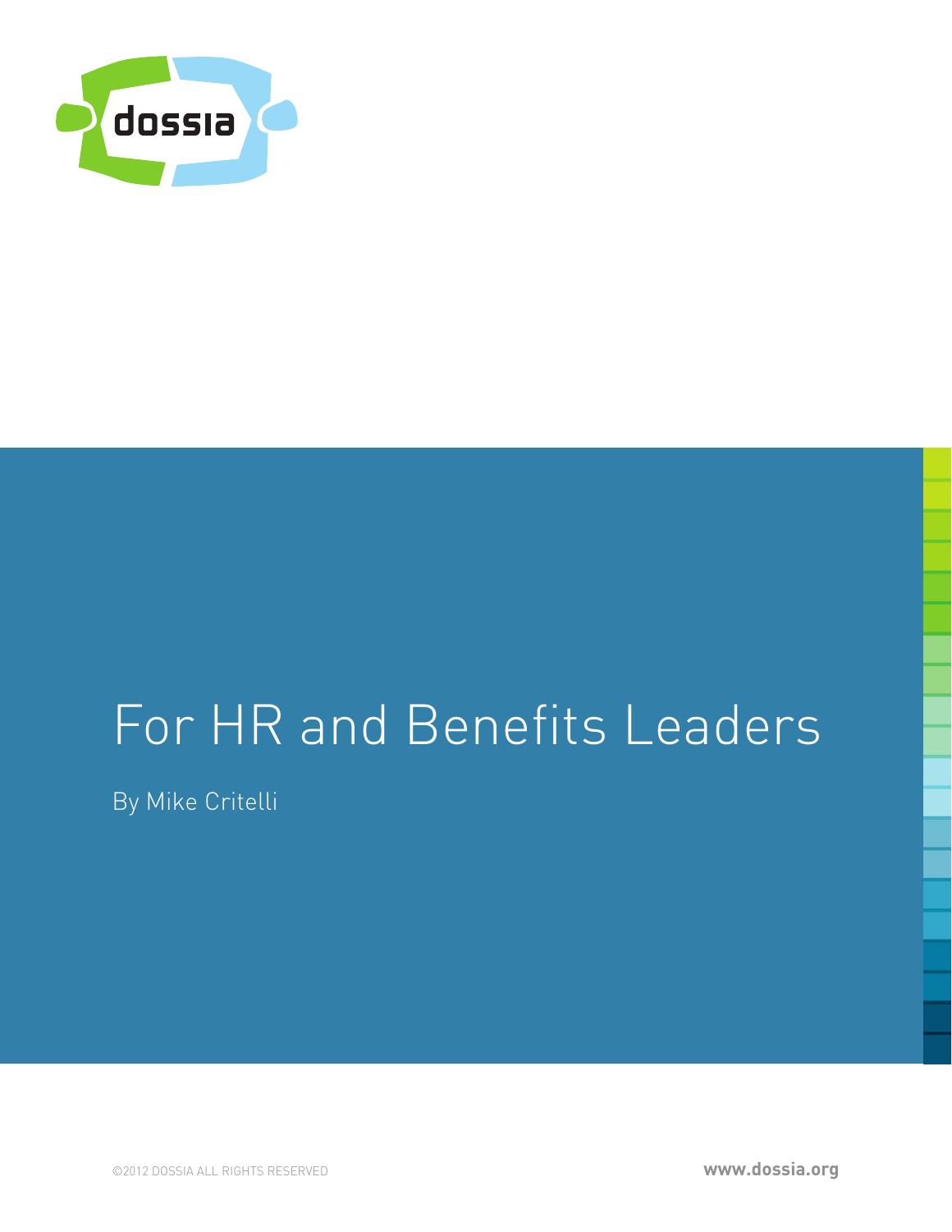dossia

# For HR and Benefits Leaders

By Mike Critelli

©2012 DOSSIA ALL RIGHTS RESERVED

www.dossia.org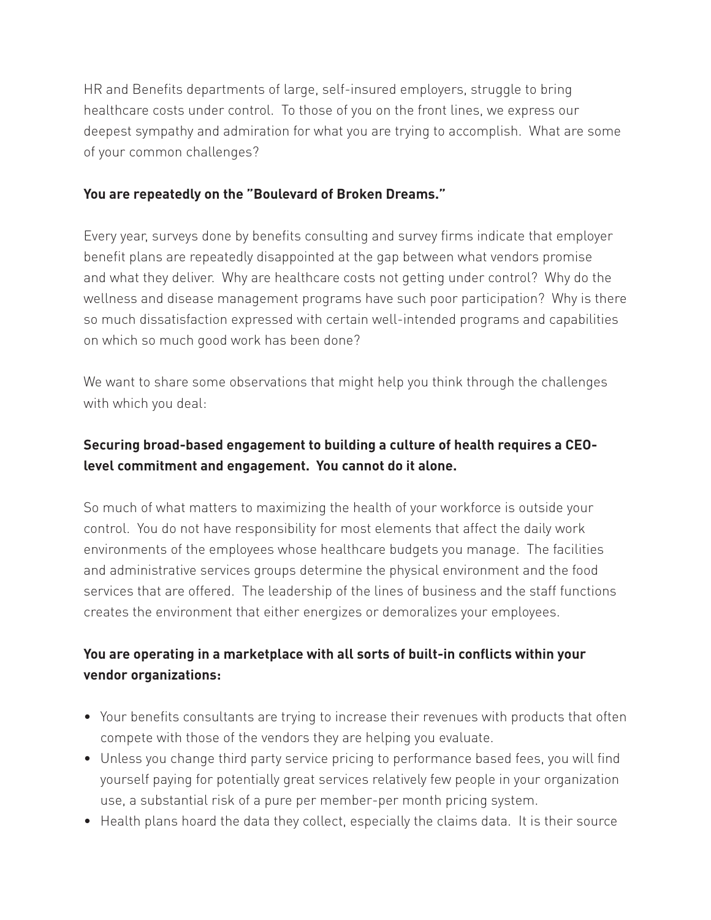HR and Benefits departments of large, self-insured employers, struggle to bring healthcare costs under control. To those of you on the front lines, we express our deepest sympathy and admiration for what you are trying to accomplish. What are some of your common challenges?

**You are repeatedly on the "Boulevard of Broken Dreams."**

Every year, surveys done by benefits consulting and survey firms indicate that employer benefit plans are repeatedly disappointed at the gap between what vendors promise and what they deliver. Why are healthcare costs not getting under control? Why do the wellness and disease management programs have such poor participation? Why is there so much dissatisfaction expressed with certain well-intended programs and capabilities on which so much good work has been done?

We want to share some observations that might help you think through the challenges with which you deal:

**Securing broad-based engagement to building a culture of health requires a CEO-level commitment and engagement. You cannot do it alone.**

So much of what matters to maximizing the health of your workforce is outside your control. You do not have responsibility for most elements that affect the daily work environments of the employees whose healthcare budgets you manage. The facilities and administrative services groups determine the physical environment and the food services that are offered. The leadership of the lines of business and the staff functions creates the environment that either energizes or demoralizes your employees.

**You are operating in a marketplace with all sorts of built-in conflicts within your vendor organizations:**

- Your benefits consultants are trying to increase their revenues with products that often compete with those of the vendors they are helping you evaluate.
- Unless you change third party service pricing to performance based fees, you will find yourself paying for potentially great services relatively few people in your organization use, a substantial risk of a pure per member-per month pricing system.
- Health plans hoard the data they collect, especially the claims data. It is their source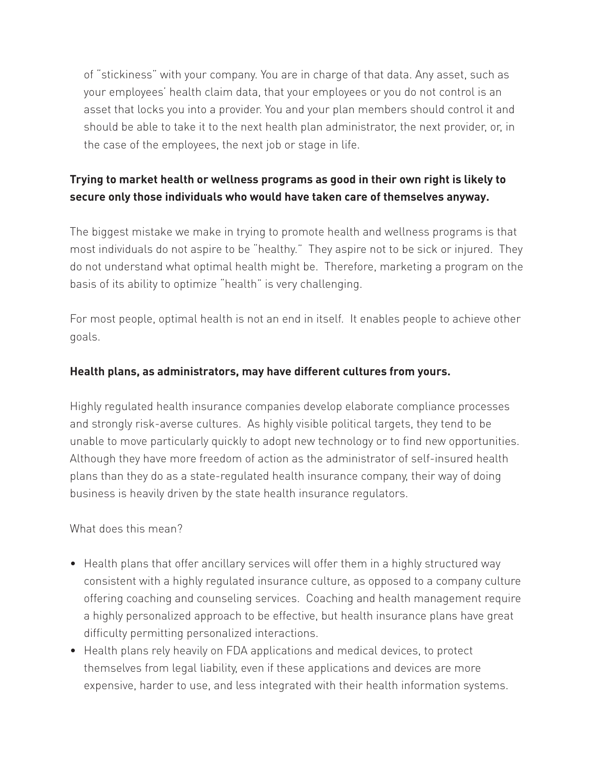of "stickiness" with your company. You are in charge of that data. Any asset, such as your employees' health claim data, that your employees or you do not control is an asset that locks you into a provider. You and your plan members should control it and should be able to take it to the next health plan administrator, the next provider, or, in the case of the employees, the next job or stage in life.

**Trying to market health or wellness programs as good in their own right is likely to secure only those individuals who would have taken care of themselves anyway.**

The biggest mistake we make in trying to promote health and wellness programs is that most individuals do not aspire to be "healthy." They aspire not to be sick or injured. They do not understand what optimal health might be. Therefore, marketing a program on the basis of its ability to optimize "health" is very challenging.

For most people, optimal health is not an end in itself. It enables people to achieve other goals.

**Health plans, as administrators, may have different cultures from yours.**

Highly regulated health insurance companies develop elaborate compliance processes and strongly risk-averse cultures. As highly visible political targets, they tend to be unable to move particularly quickly to adopt new technology or to find new opportunities. Although they have more freedom of action as the administrator of self-insured health plans than they do as a state-regulated health insurance company, their way of doing business is heavily driven by the state health insurance regulators.

What does this mean?

- Health plans that offer ancillary services will offer them in a highly structured way consistent with a highly regulated insurance culture, as opposed to a company culture offering coaching and counseling services. Coaching and health management require a highly personalized approach to be effective, but health insurance plans have great difficulty permitting personalized interactions.
- Health plans rely heavily on FDA applications and medical devices, to protect themselves from legal liability, even if these applications and devices are more expensive, harder to use, and less integrated with their health information systems.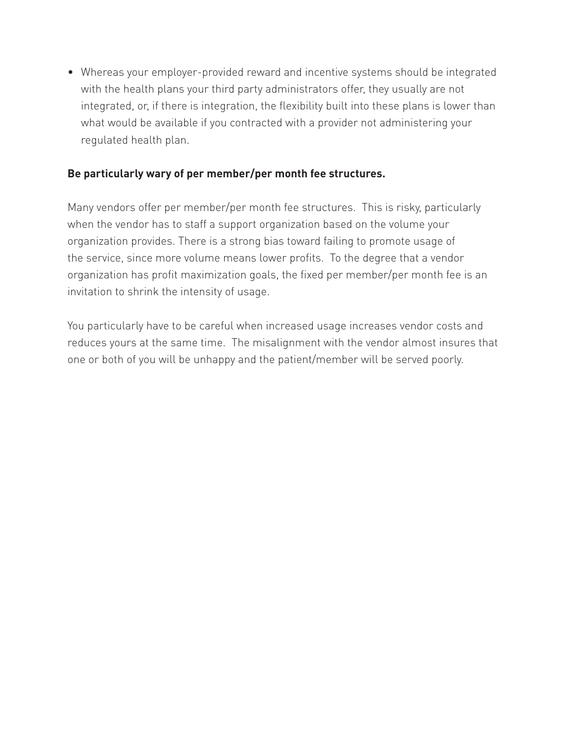- Whereas your employer-provided reward and incentive systems should be integrated with the health plans your third party administrators offer, they usually are not integrated, or, if there is integration, the flexibility built into these plans is lower than what would be available if you contracted with a provider not administering your regulated health plan.

**Be particularly wary of per member/per month fee structures.**

Many vendors offer per member/per month fee structures. This is risky, particularly when the vendor has to staff a support organization based on the volume your organization provides. There is a strong bias toward failing to promote usage of the service, since more volume means lower profits. To the degree that a vendor organization has profit maximization goals, the fixed per member/per month fee is an invitation to shrink the intensity of usage.

You particularly have to be careful when increased usage increases vendor costs and reduces yours at the same time. The misalignment with the vendor almost insures that one or both of you will be unhappy and the patient/member will be served poorly.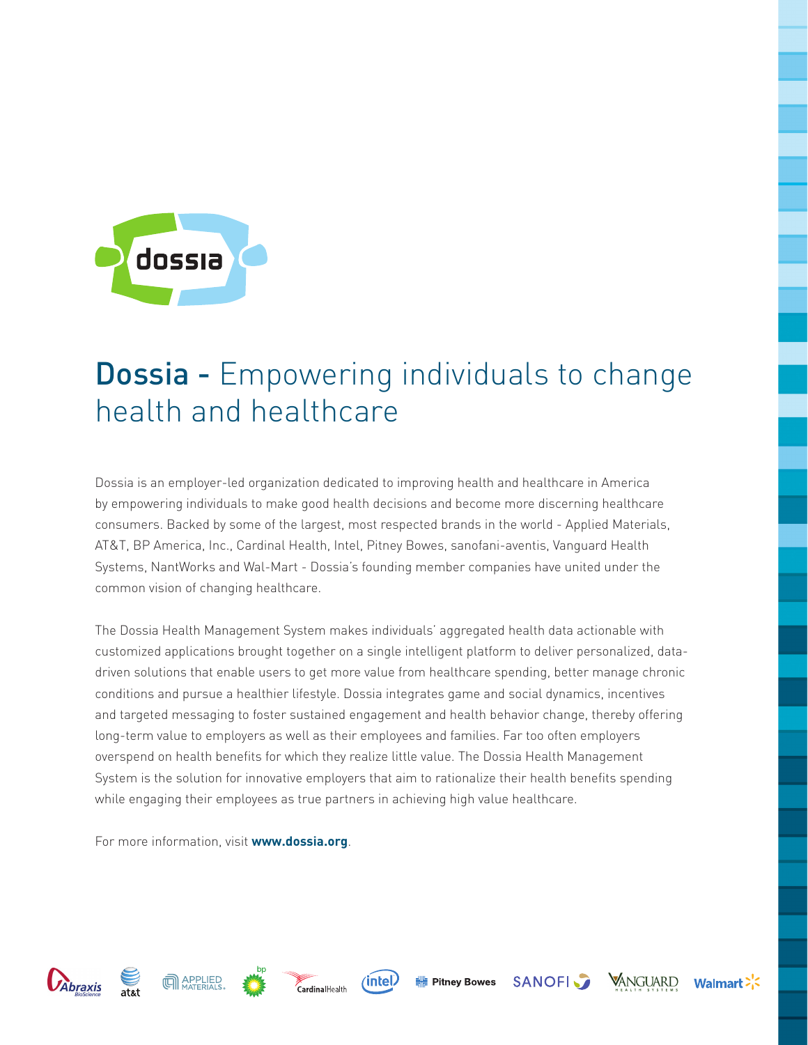dossia

# Dossia - Empowering individuals to change health and healthcare

Dossia is an employer-led organization dedicated to improving health and healthcare in America by empowering individuals to make good health decisions and become more discerning healthcare consumers. Backed by some of the largest, most respected brands in the world - Applied Materials, AT&T, BP America, Inc., Cardinal Health, Intel, Pitney Bowes, sanofani-aventis, Vanguard Health Systems, NantWorks and Wal-Mart - Dossia's founding member companies have united under the common vision of changing healthcare.

The Dossia Health Management System makes individuals' aggregated health data actionable with customized applications brought together on a single intelligent platform to deliver personalized, data-driven solutions that enable users to get more value from healthcare spending, better manage chronic conditions and pursue a healthier lifestyle. Dossia integrates game and social dynamics, incentives and targeted messaging to foster sustained engagement and health behavior change, thereby offering long-term value to employers as well as their employees and families. Far too often employers overspend on health benefits for which they realize little value. The Dossia Health Management System is the solution for innovative employers that aim to rationalize their health benefits spending while engaging their employees as true partners in achieving high value healthcare.

For more information, visit **www.dossia.org**.

Abraxis BioScience · at&t · APPLIED MATERIALS · bp · CardinalHealth · intel · Pitney Bowes · SANOFI · VANGUARD HEALTH SYSTEMS · Walmart